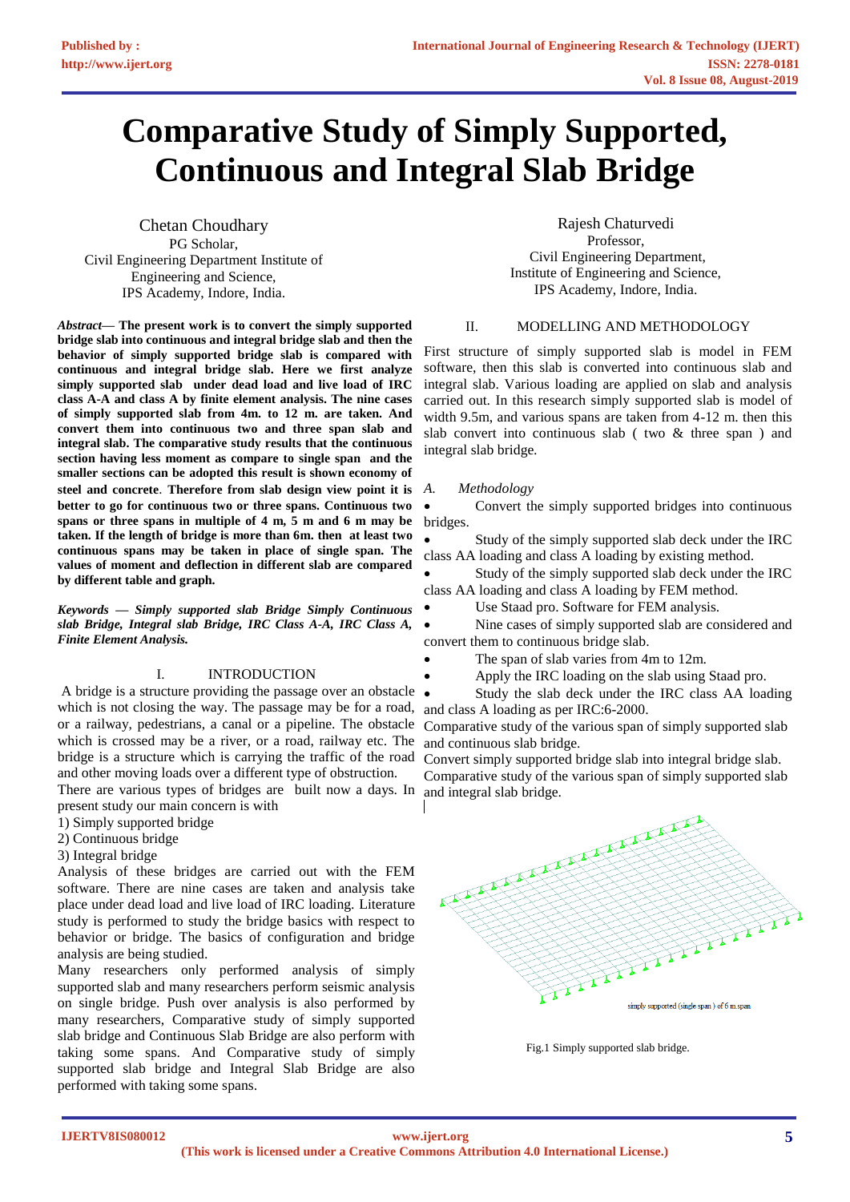# Comparative Study of Simply Supported, Continuous and Integral Slab Bridge

Chetan Choudhary
PG Scholar,
Civil Engineering Department Institute of Engineering and Science,
IPS Academy, Indore, India.

Rajesh Chaturvedi
Professor,
Civil Engineering Department,
Institute of Engineering and Science,
IPS Academy, Indore, India.

***Abstract*— The present work is to convert the simply supported bridge slab into continuous and integral bridge slab and then the behavior of simply supported bridge slab is compared with continuous and integral bridge slab. Here we first analyze simply supported slab under dead load and live load of IRC class A-A and class A by finite element analysis. The nine cases of simply supported slab from 4m. to 12 m. are taken. And convert them into continuous two and three span slab and integral slab. The comparative study results that the continuous section having less moment as compare to single span and the smaller sections can be adopted this result is shown economy of steel and concrete. Therefore from slab design view point it is better to go for continuous two or three spans. Continuous two spans or three spans in multiple of 4 m, 5 m and 6 m may be taken. If the length of bridge is more than 6m. then at least two continuous spans may be taken in place of single span. The values of moment and deflection in different slab are compared by different table and graph.**

***Keywords — Simply supported slab Bridge Simply Continuous slab Bridge, Integral slab Bridge, IRC Class A-A, IRC Class A, Finite Element Analysis.***

## I. INTRODUCTION

A bridge is a structure providing the passage over an obstacle which is not closing the way. The passage may be for a road, or a railway, pedestrians, a canal or a pipeline. The obstacle which is crossed may be a river, or a road, railway etc. The bridge is a structure which is carrying the traffic of the road and other moving loads over a different type of obstruction.

There are various types of bridges are built now a days. In present study our main concern is with

1) Simply supported bridge
2) Continuous bridge
3) Integral bridge

Analysis of these bridges are carried out with the FEM software. There are nine cases are taken and analysis take place under dead load and live load of IRC loading. Literature study is performed to study the bridge basics with respect to behavior or bridge. The basics of configuration and bridge analysis are being studied.

Many researchers only performed analysis of simply supported slab and many researchers perform seismic analysis on single bridge. Push over analysis is also performed by many researchers, Comparative study of simply supported slab bridge and Continuous Slab Bridge are also perform with taking some spans. And Comparative study of simply supported slab bridge and Integral Slab Bridge are also performed with taking some spans.

## II. MODELLING AND METHODOLOGY

First structure of simply supported slab is model in FEM software, then this slab is converted into continuous slab and integral slab. Various loading are applied on slab and analysis carried out. In this research simply supported slab is model of width 9.5m, and various spans are taken from 4-12 m. then this slab convert into continuous slab ( two & three span ) and integral slab bridge.

### *A. Methodology*

- Convert the simply supported bridges into continuous bridges.
- Study of the simply supported slab deck under the IRC class AA loading and class A loading by existing method.
- Study of the simply supported slab deck under the IRC class AA loading and class A loading by FEM method.
- Use Staad pro. Software for FEM analysis.
- Nine cases of simply supported slab are considered and convert them to continuous bridge slab.
- The span of slab varies from 4m to 12m.
- Apply the IRC loading on the slab using Staad pro.
- Study the slab deck under the IRC class AA loading and class A loading as per IRC:6-2000.

Comparative study of the various span of simply supported slab and continuous slab bridge.

Convert simply supported bridge slab into integral bridge slab.

Comparative study of the various span of simply supported slab and integral slab bridge.

simply supported (single span ) of 6 m.span

Fig.1 Simply supported slab bridge.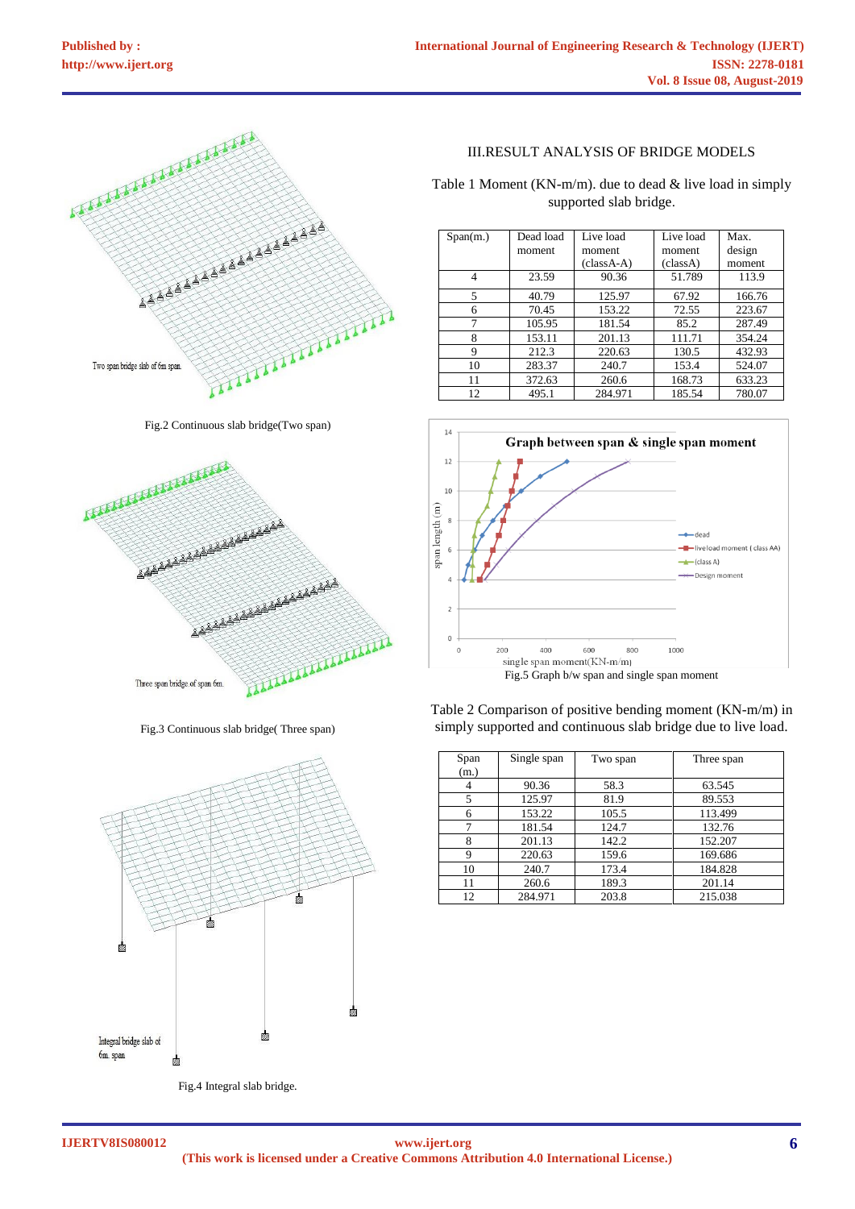Fig.2 Continuous slab bridge(Two span)

Fig.3 Continuous slab bridge( Three span)

Fig.4 Integral slab bridge.

## III.RESULT ANALYSIS OF BRIDGE MODELS

Table 1 Moment (KN-m/m). due to dead & live load in simply supported slab bridge.

| Span(m.) | Dead load moment | Live load moment (classA-A) | Live load moment (classA) | Max. design moment |
|---|---|---|---|---|
| 4 | 23.59 | 90.36 | 51.789 | 113.9 |
| 5 | 40.79 | 125.97 | 67.92 | 166.76 |
| 6 | 70.45 | 153.22 | 72.55 | 223.67 |
| 7 | 105.95 | 181.54 | 85.2 | 287.49 |
| 8 | 153.11 | 201.13 | 111.71 | 354.24 |
| 9 | 212.3 | 220.63 | 130.5 | 432.93 |
| 10 | 283.37 | 240.7 | 153.4 | 524.07 |
| 11 | 372.63 | 260.6 | 168.73 | 633.23 |
| 12 | 495.1 | 284.971 | 185.54 | 780.07 |

Fig.5 Graph b/w span and single span moment

Table 2 Comparison of positive bending moment (KN-m/m) in simply supported and continuous slab bridge due to live load.

| Span (m.) | Single span | Two span | Three span |
|---|---|---|---|
| 4 | 90.36 | 58.3 | 63.545 |
| 5 | 125.97 | 81.9 | 89.553 |
| 6 | 153.22 | 105.5 | 113.499 |
| 7 | 181.54 | 124.7 | 132.76 |
| 8 | 201.13 | 142.2 | 152.207 |
| 9 | 220.63 | 159.6 | 169.686 |
| 10 | 240.7 | 173.4 | 184.828 |
| 11 | 260.6 | 189.3 | 201.14 |
| 12 | 284.971 | 203.8 | 215.038 |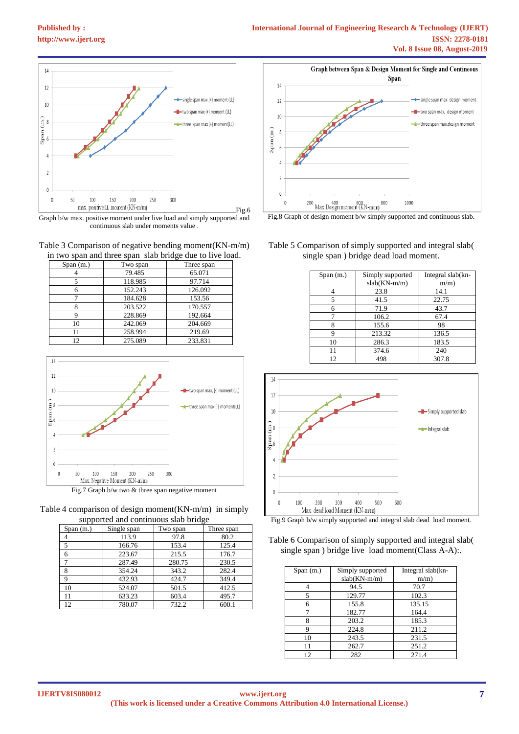Fig.6

Graph b/w max. positive moment under live load and simply supported and continuous slab under moments value .

Table 3 Comparison of negative bending moment(KN-m/m) in two span and three span slab bridge due to live load.

| Span (m.) | Two span | Three span |
|---|---|---|
| 4 | 79.485 | 65.071 |
| 5 | 118.985 | 97.714 |
| 6 | 152.243 | 126.092 |
| 7 | 184.628 | 153.56 |
| 8 | 203.522 | 170.557 |
| 9 | 228.869 | 192.664 |
| 10 | 242.069 | 204.669 |
| 11 | 258.994 | 219.69 |
| 12 | 275.089 | 233.831 |

Fig.7 Graph b/w two & three span negative moment

Table 4 comparison of design moment(KN-m/m) in simply supported and continuous slab bridge

| Span (m.) | Single span | Two span | Three span |
|---|---|---|---|
| 4 | 113.9 | 97.8 | 80.2 |
| 5 | 166.76 | 153.4 | 125.4 |
| 6 | 223.67 | 215.5 | 176.7 |
| 7 | 287.49 | 280.75 | 230.5 |
| 8 | 354.24 | 343.2 | 282.4 |
| 9 | 432.93 | 424.7 | 349.4 |
| 10 | 524.07 | 501.5 | 412.5 |
| 11 | 633.23 | 603.4 | 495.7 |
| 12 | 780.07 | 732.2 | 600.1 |

Fig.8 Graph of design moment b/w simply supported and continuous slab.

Table 5 Comparison of simply supported and integral slab( single span ) bridge dead load moment.

| Span (m.) | Simply supported slab(KN-m/m) | Integral slab(kn-m/m) |
|---|---|---|
| 4 | 23.8 | 14.1 |
| 5 | 41.5 | 22.75 |
| 6 | 71.9 | 43.7 |
| 7 | 106.2 | 67.4 |
| 8 | 155.6 | 98 |
| 9 | 213.32 | 136.5 |
| 10 | 286.3 | 183.5 |
| 11 | 374.6 | 240 |
| 12 | 498 | 307.8 |

Fig.9 Graph b/w simply supported and integral slab dead load moment.

Table 6 Comparison of simply supported and integral slab( single span ) bridge live load moment(Class A-A):.

| Span (m.) | Simply supported slab(KN-m/m) | Integral slab(kn-m/m) |
|---|---|---|
| 4 | 94.5 | 70.7 |
| 5 | 129.77 | 102.3 |
| 6 | 155.8 | 135.15 |
| 7 | 182.77 | 164.4 |
| 8 | 203.2 | 185.3 |
| 9 | 224.8 | 211.2 |
| 10 | 243.5 | 231.5 |
| 11 | 262.7 | 251.2 |
| 12 | 282 | 271.4 |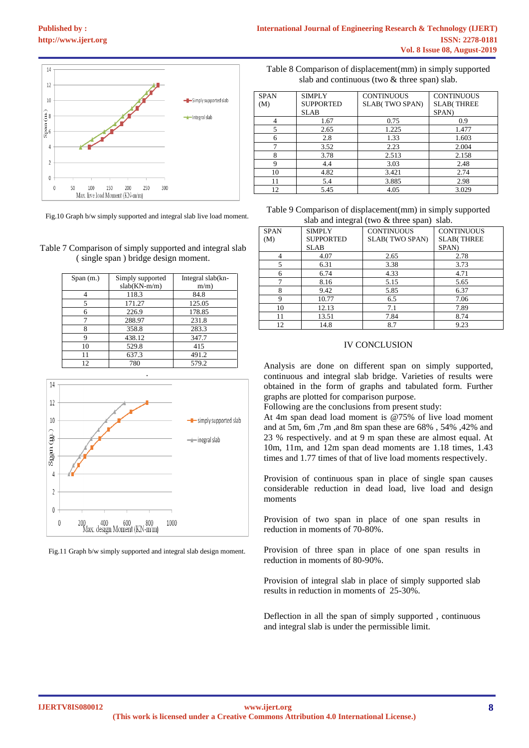Fig.10 Graph b/w simply supported and integral slab live load moment.

Table 7 Comparison of simply supported and integral slab ( single span ) bridge design moment.

| Span (m.) | Simply supported slab(KN-m/m) | Integral slab(kn-m/m) |
|---|---|---|
| 4 | 118.3 | 84.8 |
| 5 | 171.27 | 125.05 |
| 6 | 226.9 | 178.85 |
| 7 | 288.97 | 231.8 |
| 8 | 358.8 | 283.3 |
| 9 | 438.12 | 347.7 |
| 10 | 529.8 | 415 |
| 11 | 637.3 | 491.2 |
| 12 | 780 | 579.2 |

Fig.11 Graph b/w simply supported and integral slab design moment.

Table 8 Comparison of displacement(mm) in simply supported slab and continuous (two & three span) slab.

| SPAN (M) | SIMPLY SUPPORTED SLAB | CONTINUOUS SLAB( TWO SPAN) | CONTINUOUS SLAB( THREE SPAN) |
|---|---|---|---|
| 4 | 1.67 | 0.75 | 0.9 |
| 5 | 2.65 | 1.225 | 1.477 |
| 6 | 2.8 | 1.33 | 1.603 |
| 7 | 3.52 | 2.23 | 2.004 |
| 8 | 3.78 | 2.513 | 2.158 |
| 9 | 4.4 | 3.03 | 2.48 |
| 10 | 4.82 | 3.421 | 2.74 |
| 11 | 5.4 | 3.885 | 2.98 |
| 12 | 5.45 | 4.05 | 3.029 |

Table 9 Comparison of displacement(mm) in simply supported slab and integral (two & three span) slab.

| SPAN (M) | SIMPLY SUPPORTED SLAB | CONTINUOUS SLAB( TWO SPAN) | CONTINUOUS SLAB( THREE SPAN) |
|---|---|---|---|
| 4 | 4.07 | 2.65 | 2.78 |
| 5 | 6.31 | 3.38 | 3.73 |
| 6 | 6.74 | 4.33 | 4.71 |
| 7 | 8.16 | 5.15 | 5.65 |
| 8 | 9.42 | 5.85 | 6.37 |
| 9 | 10.77 | 6.5 | 7.06 |
| 10 | 12.13 | 7.1 | 7.89 |
| 11 | 13.51 | 7.84 | 8.74 |
| 12 | 14.8 | 8.7 | 9.23 |

## IV CONCLUSION

Analysis are done on different span on simply supported, continuous and integral slab bridge. Varieties of results were obtained in the form of graphs and tabulated form. Further graphs are plotted for comparison purpose.

Following are the conclusions from present study:

At 4m span dead load moment is @75% of live load moment and at 5m, 6m ,7m ,and 8m span these are 68% , 54% ,42% and 23 % respectively. and at 9 m span these are almost equal. At 10m, 11m, and 12m span dead moments are 1.18 times, 1.43 times and 1.77 times of that of live load moments respectively.

Provision of continuous span in place of single span causes considerable reduction in dead load, live load and design moments

Provision of two span in place of one span results in reduction in moments of 70-80%.

Provision of three span in place of one span results in reduction in moments of 80-90%.

Provision of integral slab in place of simply supported slab results in reduction in moments of 25-30%.

Deflection in all the span of simply supported , continuous and integral slab is under the permissible limit.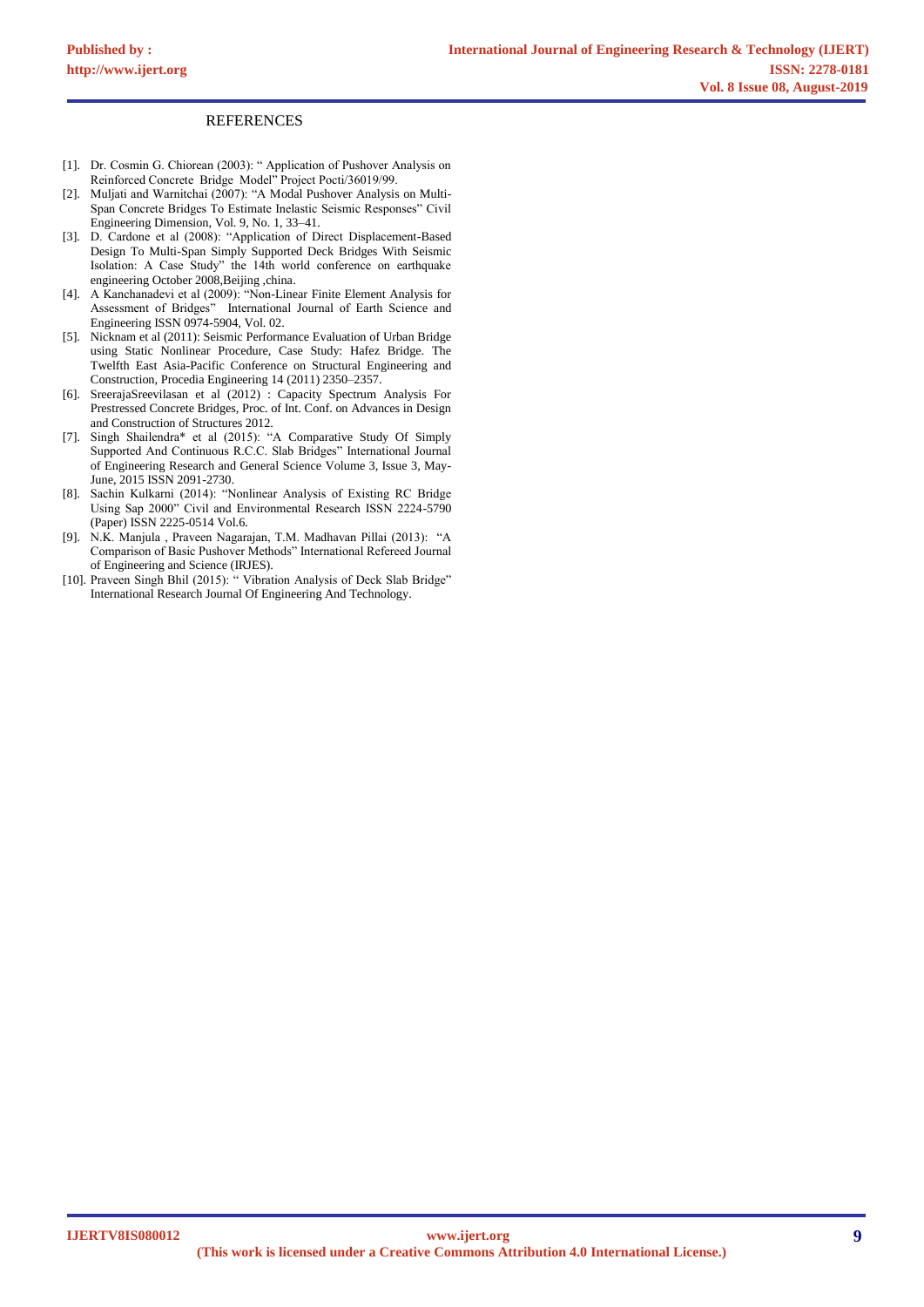## REFERENCES

[1]. Dr. Cosmin G. Chiorean (2003): " Application of Pushover Analysis on Reinforced Concrete Bridge Model" Project Pocti/36019/99.

[2]. Muljati and Warnitchai (2007): "A Modal Pushover Analysis on Multi-Span Concrete Bridges To Estimate Inelastic Seismic Responses" Civil Engineering Dimension, Vol. 9, No. 1, 33–41.

[3]. D. Cardone et al (2008): "Application of Direct Displacement-Based Design To Multi-Span Simply Supported Deck Bridges With Seismic Isolation: A Case Study" the 14th world conference on earthquake engineering October 2008,Beijing ,china.

[4]. A Kanchanadevi et al (2009): "Non-Linear Finite Element Analysis for Assessment of Bridges" International Journal of Earth Science and Engineering ISSN 0974-5904, Vol. 02.

[5]. Nicknam et al (2011): Seismic Performance Evaluation of Urban Bridge using Static Nonlinear Procedure, Case Study: Hafez Bridge. The Twelfth East Asia-Pacific Conference on Structural Engineering and Construction, Procedia Engineering 14 (2011) 2350–2357.

[6]. SreerajaSreevilasan et al (2012) : Capacity Spectrum Analysis For Prestressed Concrete Bridges, Proc. of Int. Conf. on Advances in Design and Construction of Structures 2012.

[7]. Singh Shailendra* et al (2015): "A Comparative Study Of Simply Supported And Continuous R.C.C. Slab Bridges" International Journal of Engineering Research and General Science Volume 3, Issue 3, May-June, 2015 ISSN 2091-2730.

[8]. Sachin Kulkarni (2014): "Nonlinear Analysis of Existing RC Bridge Using Sap 2000" Civil and Environmental Research ISSN 2224-5790 (Paper) ISSN 2225-0514 Vol.6.

[9]. N.K. Manjula , Praveen Nagarajan, T.M. Madhavan Pillai (2013): "A Comparison of Basic Pushover Methods" International Refereed Journal of Engineering and Science (IRJES).

[10]. Praveen Singh Bhil (2015): " Vibration Analysis of Deck Slab Bridge" International Research Journal Of Engineering And Technology.